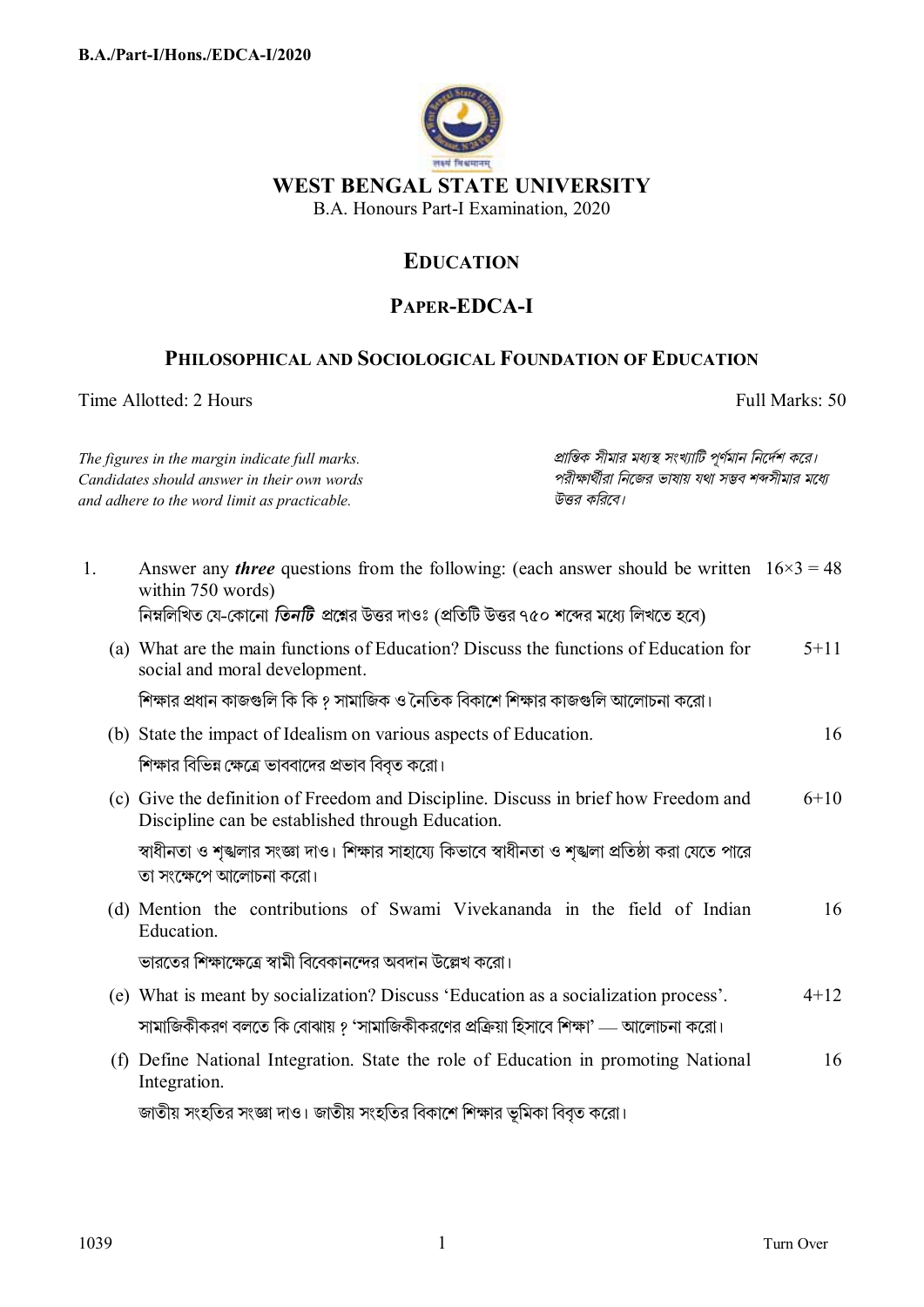B.A./Part-I/Hons./EDCA-I/2020

# WEST BENGAL STATE UNIVERSITY

B.A. Honours Part-I Examination, 2020

## EDUCATION

## PAPER-EDCA-I

### PHILOSOPHICAL AND SOCIOLOGICAL FOUNDATION OF EDUCATION

Time Allotted: 2 Hours — Full Marks: 50

*The figures in the margin indicate full marks. Candidates should answer in their own words and adhere to the word limit as practicable.*

*প্রান্তিক সীমার মধ্যস্থ সংখ্যাটি পূর্ণমান নির্দেশ করে। পরীক্ষার্থীরা নিজের ভাষায় যথা সম্ভব শব্দসীমার মধ্যে উত্তর করিবে।*

1. Answer any ***three*** questions from the following: (each answer should be written within 750 words) — 16×3 = 48

   নিম্নলিখিত যে-কোনো ***তিনটি*** প্রশ্নের উত্তর দাওঃ (প্রতিটি উত্তর ৭৫০ শব্দের মধ্যে লিখতে হবে)

   (a) What are the main functions of Education? Discuss the functions of Education for social and moral development. — 5+11

   শিক্ষার প্রধান কাজগুলি কি কি ? সামাজিক ও নৈতিক বিকাশে শিক্ষার কাজগুলি আলোচনা করো।

   (b) State the impact of Idealism on various aspects of Education. — 16

   শিক্ষার বিভিন্ন ক্ষেত্রে ভাববাদের প্রভাব বিবৃত করো।

   (c) Give the definition of Freedom and Discipline. Discuss in brief how Freedom and Discipline can be established through Education. — 6+10

   স্বাধীনতা ও শৃঙ্খলার সংজ্ঞা দাও। শিক্ষার সাহায্যে কিভাবে স্বাধীনতা ও শৃঙ্খলা প্রতিষ্ঠা করা যেতে পারে তা সংক্ষেপে আলোচনা করো।

   (d) Mention the contributions of Swami Vivekananda in the field of Indian Education. — 16

   ভারতের শিক্ষাক্ষেত্রে স্বামী বিবেকানন্দের অবদান উল্লেখ করো।

   (e) What is meant by socialization? Discuss 'Education as a socialization process'. — 4+12

   সামাজিকীকরণ বলতে কি বোঝায় ? 'সামাজিকীকরণের প্রক্রিয়া হিসাবে শিক্ষা' — আলোচনা করো।

   (f) Define National Integration. State the role of Education in promoting National Integration. — 16

   জাতীয় সংহতির সংজ্ঞা দাও। জাতীয় সংহতির বিকাশে শিক্ষার ভূমিকা বিবৃত করো।

1039

Turn Over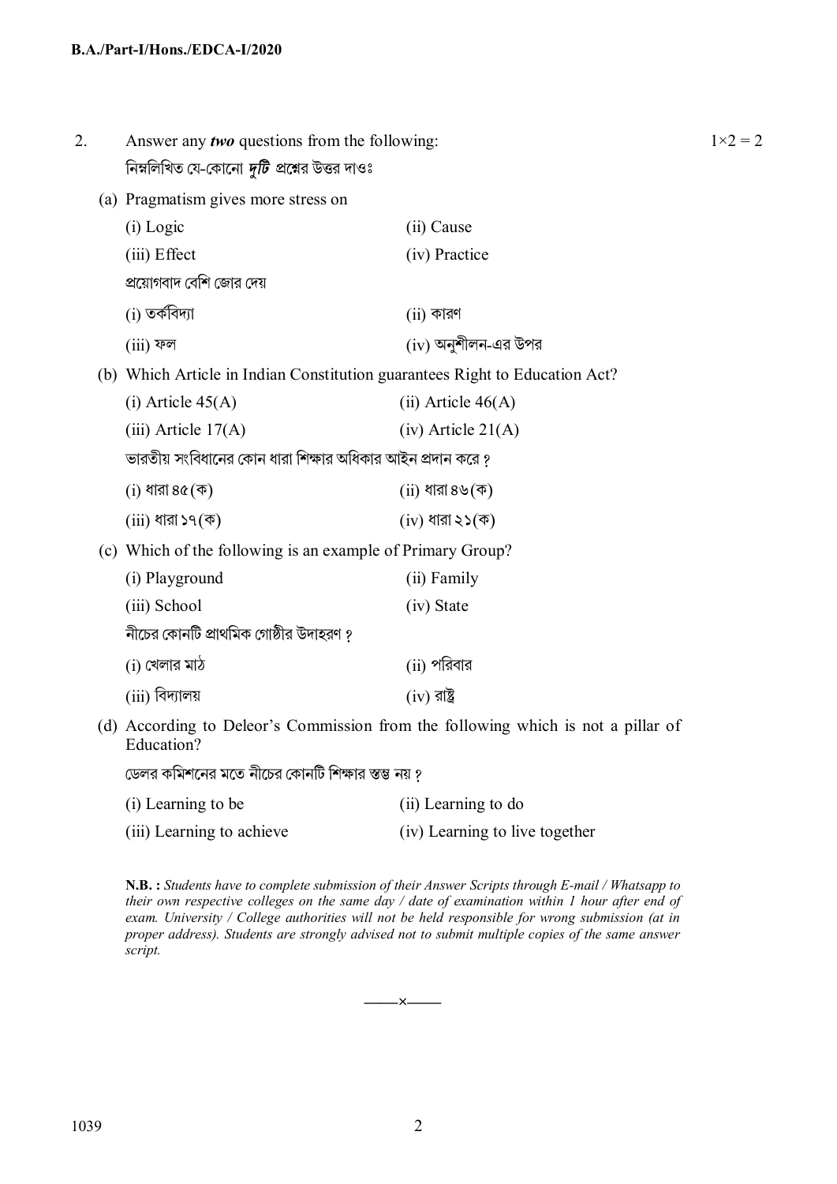2. Answer any ***two*** questions from the following: $1\times2 = 2$

নিম্নলিখিত যে-কোনো ***দুটি*** প্রশ্নের উত্তর দাওঃ

(a) Pragmatism gives more stress on

| | |
|---|---|
| (i) Logic | (ii) Cause |
| (iii) Effect | (iv) Practice |

প্রয়োগবাদ বেশি জোর দেয়

| | |
|---|---|
| (i) তর্কবিদ্যা | (ii) কারণ |
| (iii) ফল | (iv) অনুশীলন-এর উপর |

(b) Which Article in Indian Constitution guarantees Right to Education Act?

| | |
|---|---|
| (i) Article 45(A) | (ii) Article 46(A) |
| (iii) Article 17(A) | (iv) Article 21(A) |

ভারতীয় সংবিধানের কোন ধারা শিক্ষার অধিকার আইন প্রদান করে?

| | |
|---|---|
| (i) ধারা ৪৫(ক) | (ii) ধারা ৪৬(ক) |
| (iii) ধারা ১৭(ক) | (iv) ধারা ২১(ক) |

(c) Which of the following is an example of Primary Group?

| | |
|---|---|
| (i) Playground | (ii) Family |
| (iii) School | (iv) State |

নীচের কোনটি প্রাথমিক গোষ্ঠীর উদাহরণ?

| | |
|---|---|
| (i) খেলার মাঠ | (ii) পরিবার |
| (iii) বিদ্যালয় | (iv) রাষ্ট্র |

(d) According to Deleor's Commission from the following which is not a pillar of Education?

ডেলর কমিশনের মতে নীচের কোনটি শিক্ষার স্তম্ভ নয়?

| | |
|---|---|
| (i) Learning to be | (ii) Learning to do |
| (iii) Learning to achieve | (iv) Learning to live together |

**N.B. :** *Students have to complete submission of their Answer Scripts through E-mail / Whatsapp to their own respective colleges on the same day / date of examination within 1 hour after end of exam. University / College authorities will not be held responsible for wrong submission (at in proper address). Students are strongly advised not to submit multiple copies of the same answer script.*

——×——